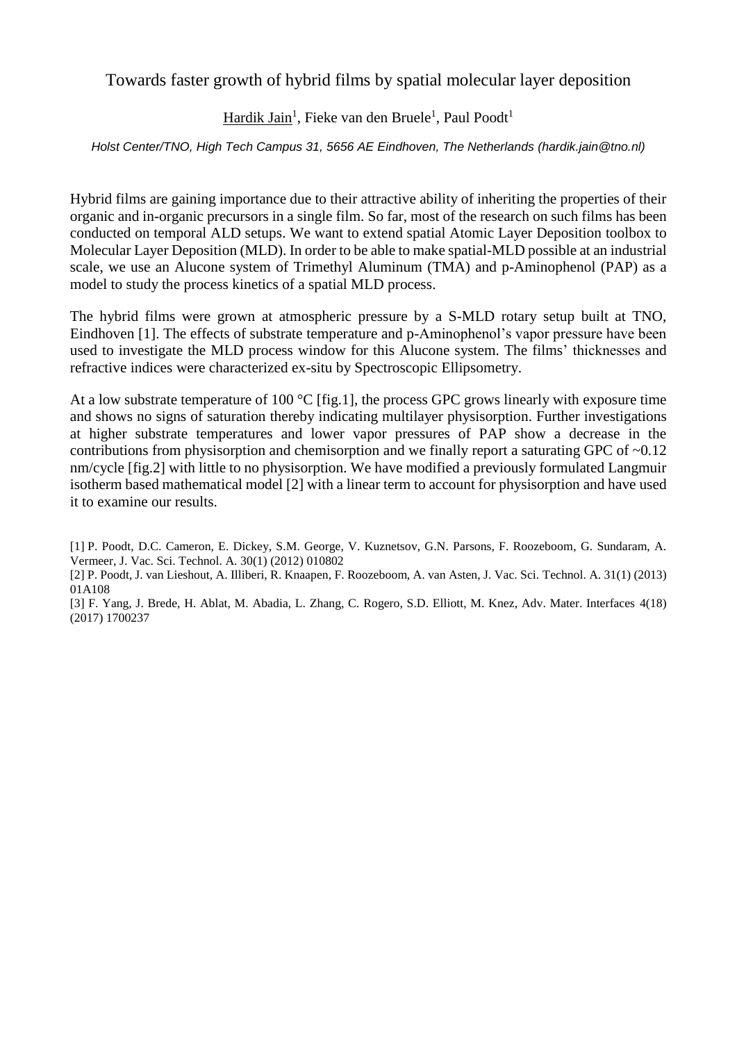# Towards faster growth of hybrid films by spatial molecular layer deposition

Hardik Jain[1], Fieke van den Bruele[1], Paul Poodt[1]

*Holst Center/TNO, High Tech Campus 31, 5656 AE Eindhoven, The Netherlands (hardik.jain@tno.nl)*

Hybrid films are gaining importance due to their attractive ability of inheriting the properties of their organic and in-organic precursors in a single film. So far, most of the research on such films has been conducted on temporal ALD setups. We want to extend spatial Atomic Layer Deposition toolbox to Molecular Layer Deposition (MLD). In order to be able to make spatial-MLD possible at an industrial scale, we use an Alucone system of Trimethyl Aluminum (TMA) and p-Aminophenol (PAP) as a model to study the process kinetics of a spatial MLD process.

The hybrid films were grown at atmospheric pressure by a S-MLD rotary setup built at TNO, Eindhoven [1]. The effects of substrate temperature and p-Aminophenol's vapor pressure have been used to investigate the MLD process window for this Alucone system. The films' thicknesses and refractive indices were characterized ex-situ by Spectroscopic Ellipsometry.

At a low substrate temperature of 100 °C [fig.1], the process GPC grows linearly with exposure time and shows no signs of saturation thereby indicating multilayer physisorption. Further investigations at higher substrate temperatures and lower vapor pressures of PAP show a decrease in the contributions from physisorption and chemisorption and we finally report a saturating GPC of ~0.12 nm/cycle [fig.2] with little to no physisorption. We have modified a previously formulated Langmuir isotherm based mathematical model [2] with a linear term to account for physisorption and have used it to examine our results.

[1] P. Poodt, D.C. Cameron, E. Dickey, S.M. George, V. Kuznetsov, G.N. Parsons, F. Roozeboom, G. Sundaram, A. Vermeer, J. Vac. Sci. Technol. A. 30(1) (2012) 010802

[2] P. Poodt, J. van Lieshout, A. Illiberi, R. Knaapen, F. Roozeboom, A. van Asten, J. Vac. Sci. Technol. A. 31(1) (2013) 01A108

[3] F. Yang, J. Brede, H. Ablat, M. Abadia, L. Zhang, C. Rogero, S.D. Elliott, M. Knez, Adv. Mater. Interfaces 4(18) (2017) 1700237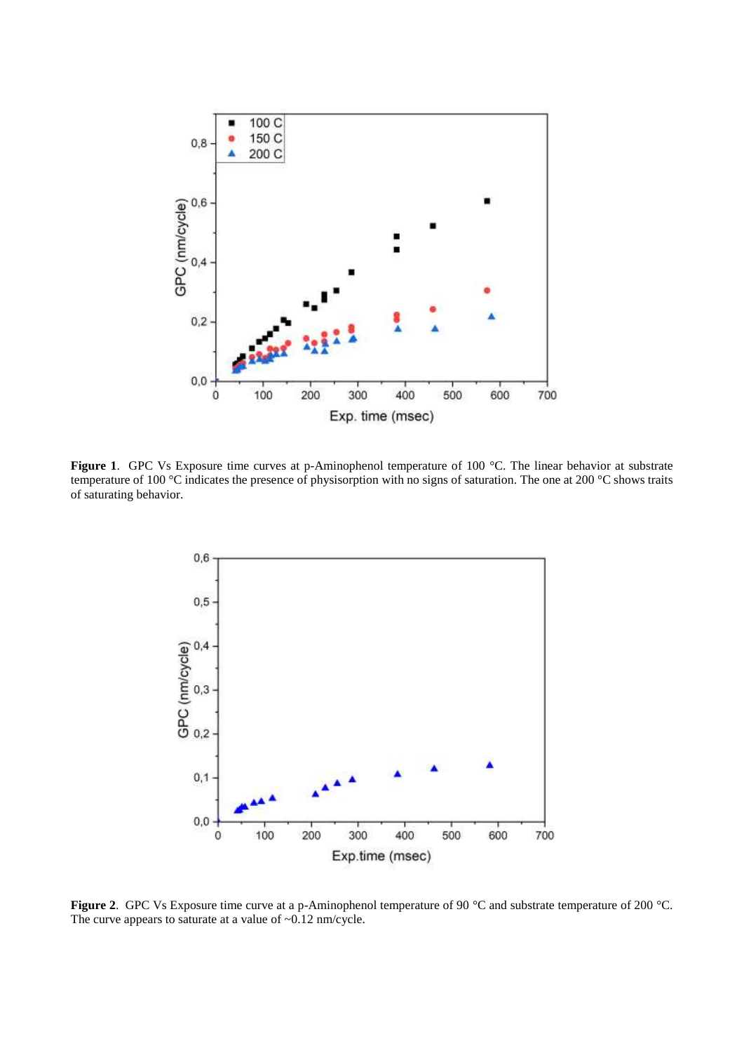100 C
150 C
200 C
GPC (nm/cycle)
0,0
0,2
0,4
0,6
0,8
Exp. time (msec)
0
100
200
300
400
500
600
700

**Figure 1**. GPC Vs Exposure time curves at p-Aminophenol temperature of 100 °C. The linear behavior at substrate temperature of 100 °C indicates the presence of physisorption with no signs of saturation. The one at 200 °C shows traits of saturating behavior.

GPC (nm/cycle)
0,0
0,1
0,2
0,3
0,4
0,5
0,6
Exp.time (msec)
0
100
200
300
400
500
600
700

**Figure 2**. GPC Vs Exposure time curve at a p-Aminophenol temperature of 90 °C and substrate temperature of 200 °C. The curve appears to saturate at a value of ~0.12 nm/cycle.